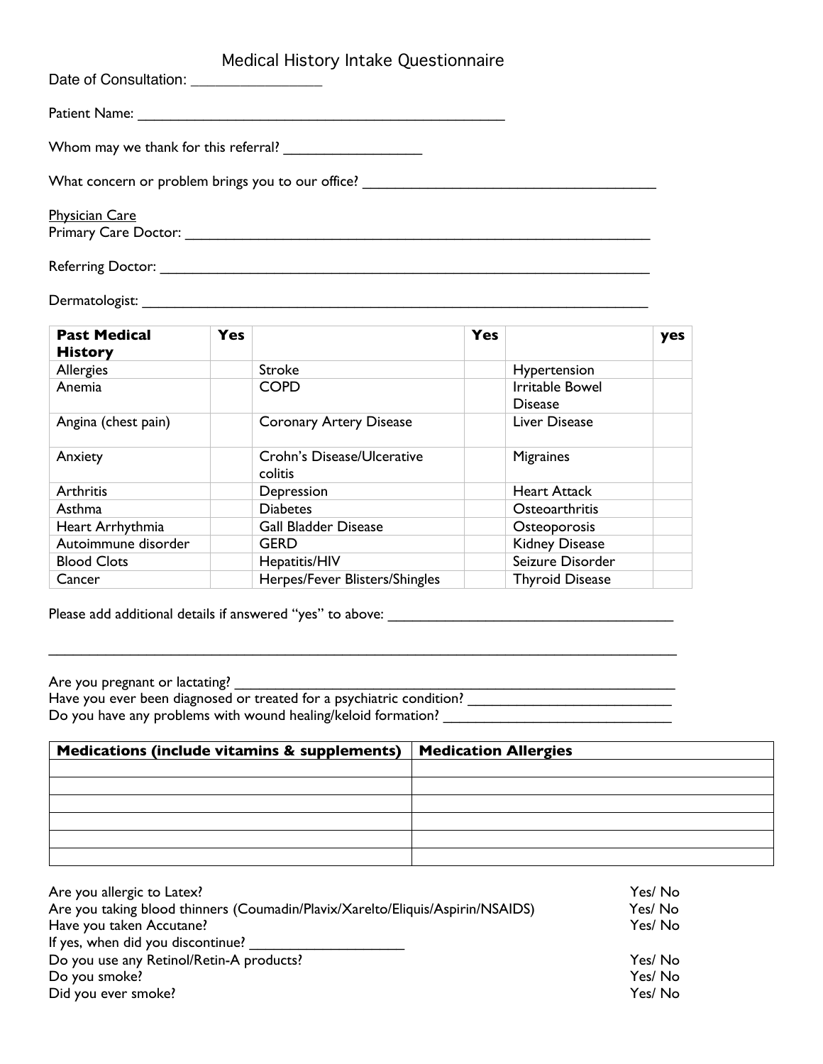# Medical History Intake Questionnaire

Date of Consultation: ________________

Patient Name: ________________________________________________

Whom may we thank for this referral? _________________

What concern or problem brings you to our office? ______________________________________

Physician Care

Primary Care Doctor: ____________________________________________________________

Referring Doctor: _______________________________________________________________

Dermatologist: _________________________________________________________________

| **Past Medical History** | **Yes** | | **Yes** | | **yes** |
|---|---|---|---|---|---|
| Allergies | | Stroke | | Hypertension | |
| Anemia | | COPD | | Irritable Bowel Disease | |
| Angina (chest pain) | | Coronary Artery Disease | | Liver Disease | |
| Anxiety | | Crohn's Disease/Ulcerative colitis | | Migraines | |
| Arthritis | | Depression | | Heart Attack | |
| Asthma | | Diabetes | | Osteoarthritis | |
| Heart Arrhythmia | | Gall Bladder Disease | | Osteoporosis | |
| Autoimmune disorder | | GERD | | Kidney Disease | |
| Blood Clots | | Hepatitis/HIV | | Seizure Disorder | |
| Cancer | | Herpes/Fever Blisters/Shingles | | Thyroid Disease | |

Please add additional details if answered "yes" to above: ____________________________________

_____________________________________________________________________________

Are you pregnant or lactating? ________________________________________________________

Have you ever been diagnosed or treated for a psychiatric condition? __________________________

Do you have any problems with wound healing/keloid formation? _____________________________

| **Medications (include vitamins & supplements)** | **Medication Allergies** |
|---|---|
| | |
| | |
| | |
| | |
| | |
| | |

Are you allergic to Latex? Yes/ No

Are you taking blood thinners (Coumadin/Plavix/Xarelto/Eliquis/Aspirin/NSAIDS) Yes/ No

Have you taken Accutane? Yes/ No

If yes, when did you discontinue? ___________________

Do you use any Retinol/Retin-A products? Yes/ No

Do you smoke? Yes/ No

Did you ever smoke? Yes/ No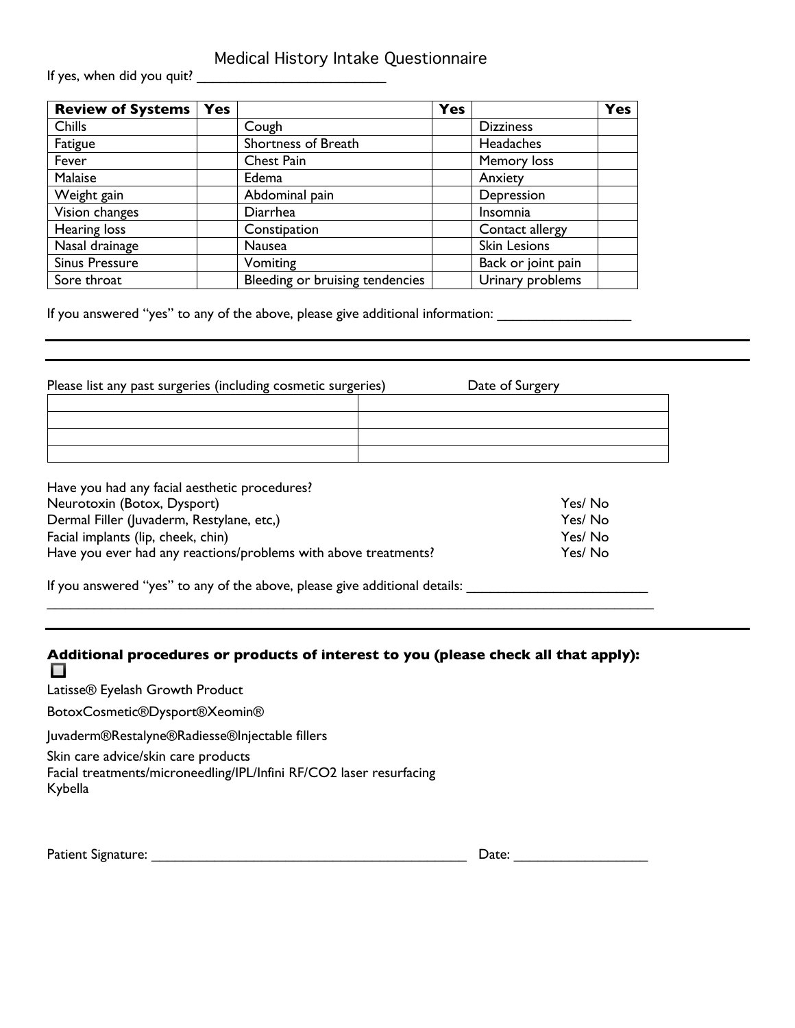# Medical History Intake Questionnaire

If yes, when did you quit? ___________________________

| Review of Systems | Yes | | Yes | | Yes |
|---|---|---|---|---|---|
| Chills | | Cough | | Dizziness | |
| Fatigue | | Shortness of Breath | | Headaches | |
| Fever | | Chest Pain | | Memory loss | |
| Malaise | | Edema | | Anxiety | |
| Weight gain | | Abdominal pain | | Depression | |
| Vision changes | | Diarrhea | | Insomnia | |
| Hearing loss | | Constipation | | Contact allergy | |
| Nasal drainage | | Nausea | | Skin Lesions | |
| Sinus Pressure | | Vomiting | | Back or joint pain | |
| Sore throat | | Bleeding or bruising tendencies | | Urinary problems | |

If you answered "yes" to any of the above, please give additional information: ___________________

| Please list any past surgeries (including cosmetic surgeries) | Date of Surgery |
|---|---|
| | |
| | |
| | |
| | |

Have you had any facial aesthetic procedures?

| | |
|---|---|
| Neurotoxin (Botox, Dysport) | Yes/ No |
| Dermal Filler (Juvaderm, Restylane, etc,) | Yes/ No |
| Facial implants (lip, cheek, chin) | Yes/ No |
| Have you ever had any reactions/problems with above treatments? | Yes/ No |

If you answered "yes" to any of the above, please give additional details: _________________________

_____________________________________________________________________________________________

**Additional procedures or products of interest to you (please check all that apply):**

☐

Latisse® Eyelash Growth Product

BotoxCosmetic®Dysport®Xeomin®

Juvaderm®Restalyne®Radiesse®Injectable fillers

Skin care advice/skin care products

Facial treatments/microneedling/IPL/Infini RF/CO2 laser resurfacing

Kybella

Patient Signature: ____________________________________________ Date: ___________________